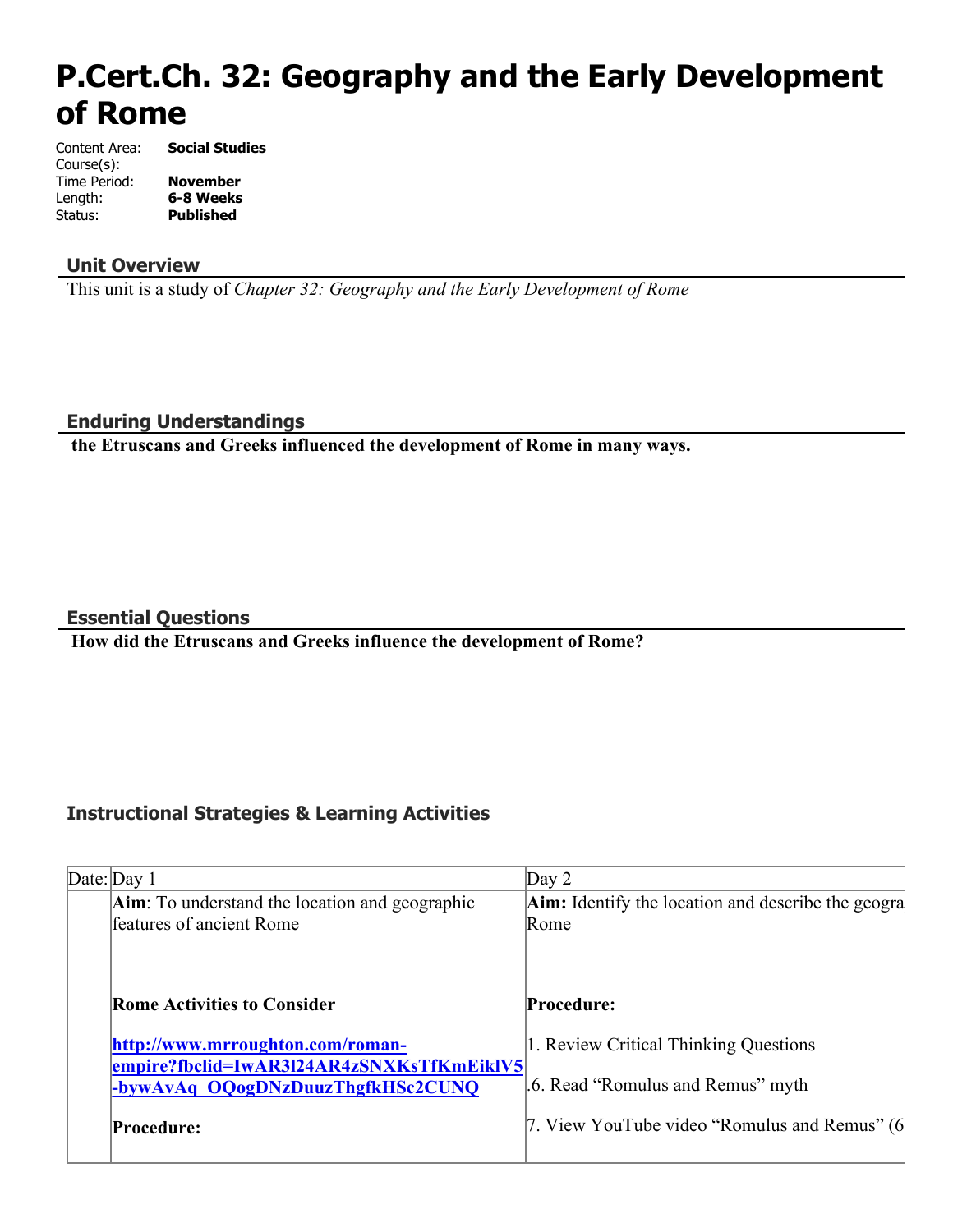# P.Cert.Ch. 32: Geography and the Early Development of Rome

Content Area: **Social Studies**
Course(s):
Time Period: **November**
Length: **6-8 Weeks**
Status: **Published**

## Unit Overview

This unit is a study of *Chapter 32: Geography and the Early Development of Rome*

## Enduring Understandings

**the Etruscans and Greeks influenced the development of Rome in many ways.**

## Essential Questions

**How did the Etruscans and Greeks influence the development of Rome?**

## Instructional Strategies & Learning Activities

| Date: | Day 1 | Day 2 |
|---|---|---|
| | **Aim**: To understand the location and geographic features of ancient Rome<br><br>**Rome Activities to Consider**<br><br>**[http://www.mrroughton.com/roman-empire?fbclid=IwAR3l24AR4zSNXKsTfKmEiklV5-bywAvAq_OQogDNzDuuzThgfkHSc2CUNQ](http://www.mrroughton.com/roman-empire?fbclid=IwAR3l24AR4zSNXKsTfKmEiklV5-bywAvAq_OQogDNzDuuzThgfkHSc2CUNQ)**<br><br>**Procedure:** | **Aim:** Identify the location and describe the geogra Rome<br><br>**Procedure:**<br><br>1. Review Critical Thinking Questions<br><br>.6. Read "Romulus and Remus" myth<br><br>7. View YouTube video "Romulus and Remus" (6 |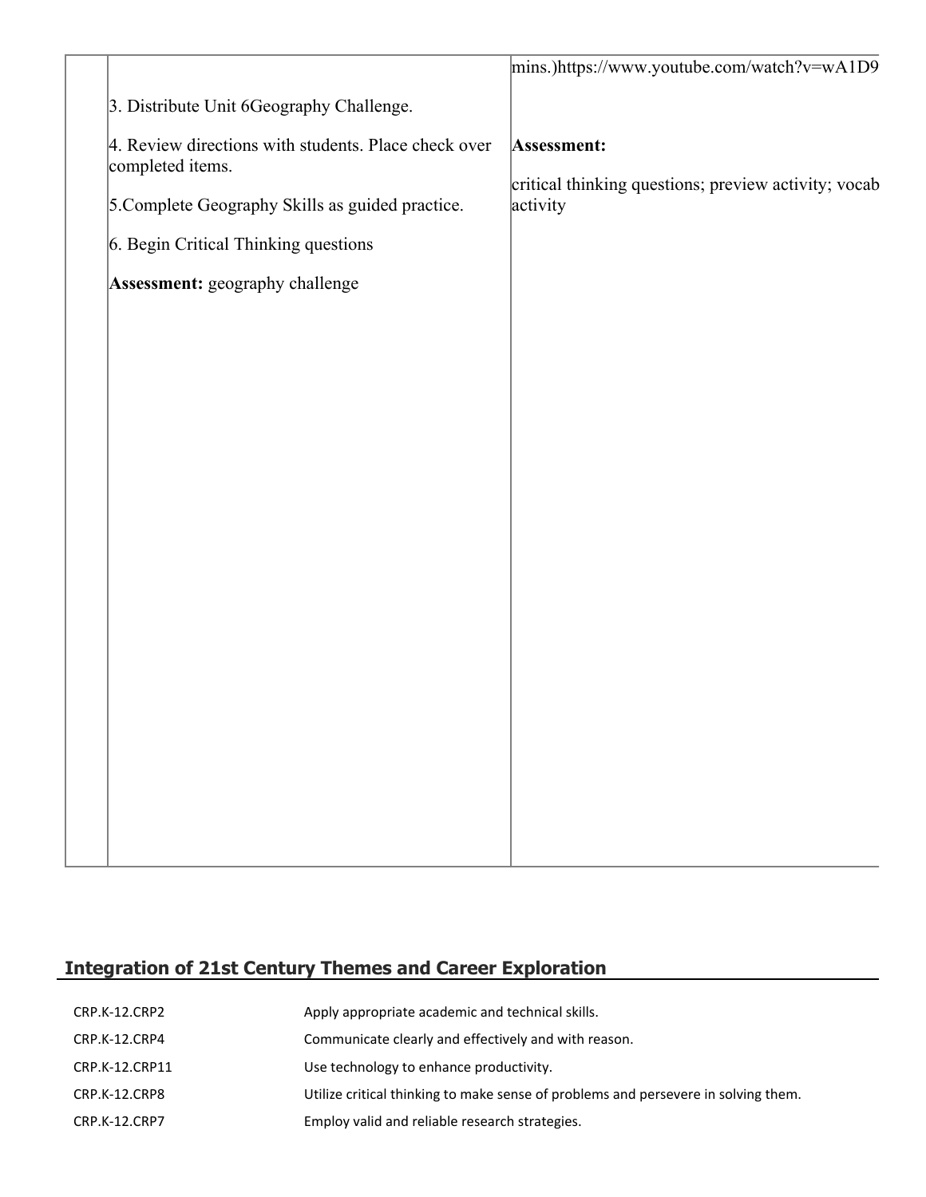| | | |
|---|---|---|
| | 3. Distribute Unit 6Geography Challenge.<br><br>4. Review directions with students. Place check over completed items.<br><br>5.Complete Geography Skills as guided practice.<br><br>6. Begin Critical Thinking questions<br><br>**Assessment:** geography challenge | mins.)https://www.youtube.com/watch?v=wA1D9<br><br>**Assessment:**<br><br>critical thinking questions; preview activity; vocab activity |

## Integration of 21st Century Themes and Career Exploration

| | |
|---|---|
| CRP.K-12.CRP2 | Apply appropriate academic and technical skills. |
| CRP.K-12.CRP4 | Communicate clearly and effectively and with reason. |
| CRP.K-12.CRP11 | Use technology to enhance productivity. |
| CRP.K-12.CRP8 | Utilize critical thinking to make sense of problems and persevere in solving them. |
| CRP.K-12.CRP7 | Employ valid and reliable research strategies. |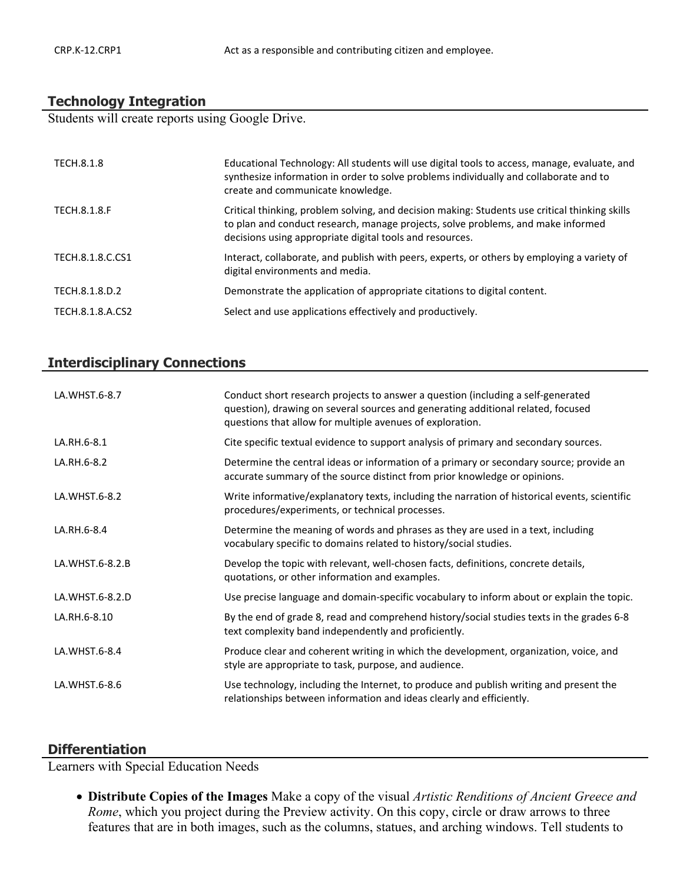| | |
|---|---|
| CRP.K-12.CRP1 | Act as a responsible and contributing citizen and employee. |

## Technology Integration

Students will create reports using Google Drive.

| | |
|---|---|
| TECH.8.1.8 | Educational Technology: All students will use digital tools to access, manage, evaluate, and synthesize information in order to solve problems individually and collaborate and to create and communicate knowledge. |
| TECH.8.1.8.F | Critical thinking, problem solving, and decision making: Students use critical thinking skills to plan and conduct research, manage projects, solve problems, and make informed decisions using appropriate digital tools and resources. |
| TECH.8.1.8.C.CS1 | Interact, collaborate, and publish with peers, experts, or others by employing a variety of digital environments and media. |
| TECH.8.1.8.D.2 | Demonstrate the application of appropriate citations to digital content. |
| TECH.8.1.8.A.CS2 | Select and use applications effectively and productively. |

## Interdisciplinary Connections

| | |
|---|---|
| LA.WHST.6-8.7 | Conduct short research projects to answer a question (including a self-generated question), drawing on several sources and generating additional related, focused questions that allow for multiple avenues of exploration. |
| LA.RH.6-8.1 | Cite specific textual evidence to support analysis of primary and secondary sources. |
| LA.RH.6-8.2 | Determine the central ideas or information of a primary or secondary source; provide an accurate summary of the source distinct from prior knowledge or opinions. |
| LA.WHST.6-8.2 | Write informative/explanatory texts, including the narration of historical events, scientific procedures/experiments, or technical processes. |
| LA.RH.6-8.4 | Determine the meaning of words and phrases as they are used in a text, including vocabulary specific to domains related to history/social studies. |
| LA.WHST.6-8.2.B | Develop the topic with relevant, well-chosen facts, definitions, concrete details, quotations, or other information and examples. |
| LA.WHST.6-8.2.D | Use precise language and domain-specific vocabulary to inform about or explain the topic. |
| LA.RH.6-8.10 | By the end of grade 8, read and comprehend history/social studies texts in the grades 6-8 text complexity band independently and proficiently. |
| LA.WHST.6-8.4 | Produce clear and coherent writing in which the development, organization, voice, and style are appropriate to task, purpose, and audience. |
| LA.WHST.6-8.6 | Use technology, including the Internet, to produce and publish writing and present the relationships between information and ideas clearly and efficiently. |

## Differentiation

Learners with Special Education Needs

- **Distribute Copies of the Images** Make a copy of the visual *Artistic Renditions of Ancient Greece and Rome*, which you project during the Preview activity. On this copy, circle or draw arrows to three features that are in both images, such as the columns, statues, and arching windows. Tell students to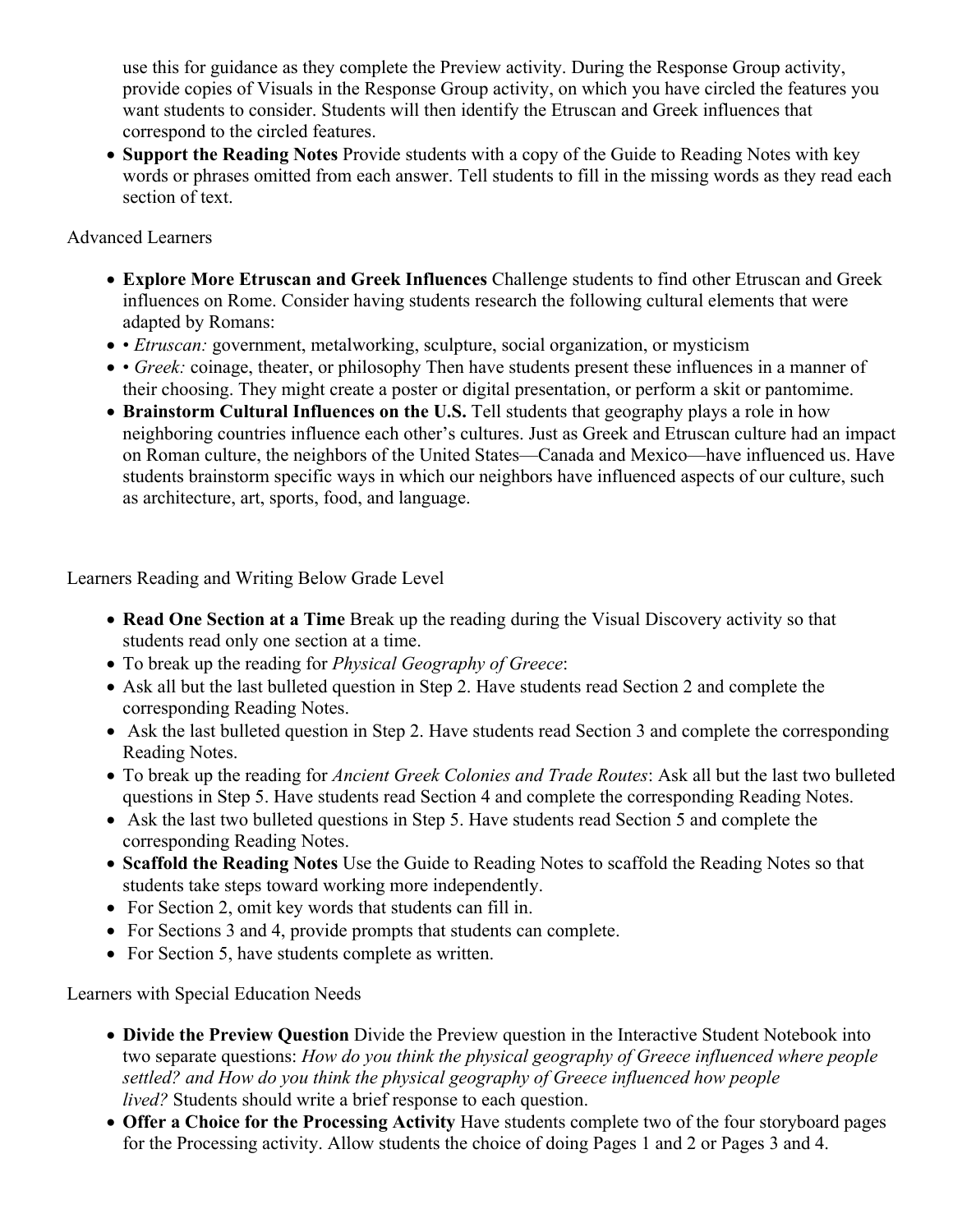use this for guidance as they complete the Preview activity. During the Response Group activity, provide copies of Visuals in the Response Group activity, on which you have circled the features you want students to consider. Students will then identify the Etruscan and Greek influences that correspond to the circled features.
- **Support the Reading Notes** Provide students with a copy of the Guide to Reading Notes with key words or phrases omitted from each answer. Tell students to fill in the missing words as they read each section of text.

Advanced Learners

- **Explore More Etruscan and Greek Influences** Challenge students to find other Etruscan and Greek influences on Rome. Consider having students research the following cultural elements that were adapted by Romans:
- • *Etruscan:* government, metalworking, sculpture, social organization, or mysticism
- • *Greek:* coinage, theater, or philosophy Then have students present these influences in a manner of their choosing. They might create a poster or digital presentation, or perform a skit or pantomime.
- **Brainstorm Cultural Influences on the U.S.** Tell students that geography plays a role in how neighboring countries influence each other's cultures. Just as Greek and Etruscan culture had an impact on Roman culture, the neighbors of the United States—Canada and Mexico—have influenced us. Have students brainstorm specific ways in which our neighbors have influenced aspects of our culture, such as architecture, art, sports, food, and language.

Learners Reading and Writing Below Grade Level

- **Read One Section at a Time** Break up the reading during the Visual Discovery activity so that students read only one section at a time.
- To break up the reading for *Physical Geography of Greece*:
- Ask all but the last bulleted question in Step 2. Have students read Section 2 and complete the corresponding Reading Notes.
- Ask the last bulleted question in Step 2. Have students read Section 3 and complete the corresponding Reading Notes.
- To break up the reading for *Ancient Greek Colonies and Trade Routes*: Ask all but the last two bulleted questions in Step 5. Have students read Section 4 and complete the corresponding Reading Notes.
- Ask the last two bulleted questions in Step 5. Have students read Section 5 and complete the corresponding Reading Notes.
- **Scaffold the Reading Notes** Use the Guide to Reading Notes to scaffold the Reading Notes so that students take steps toward working more independently.
- For Section 2, omit key words that students can fill in.
- For Sections 3 and 4, provide prompts that students can complete.
- For Section 5, have students complete as written.

Learners with Special Education Needs

- **Divide the Preview Question** Divide the Preview question in the Interactive Student Notebook into two separate questions: *How do you think the physical geography of Greece influenced where people settled? and How do you think the physical geography of Greece influenced how people lived?* Students should write a brief response to each question.
- **Offer a Choice for the Processing Activity** Have students complete two of the four storyboard pages for the Processing activity. Allow students the choice of doing Pages 1 and 2 or Pages 3 and 4.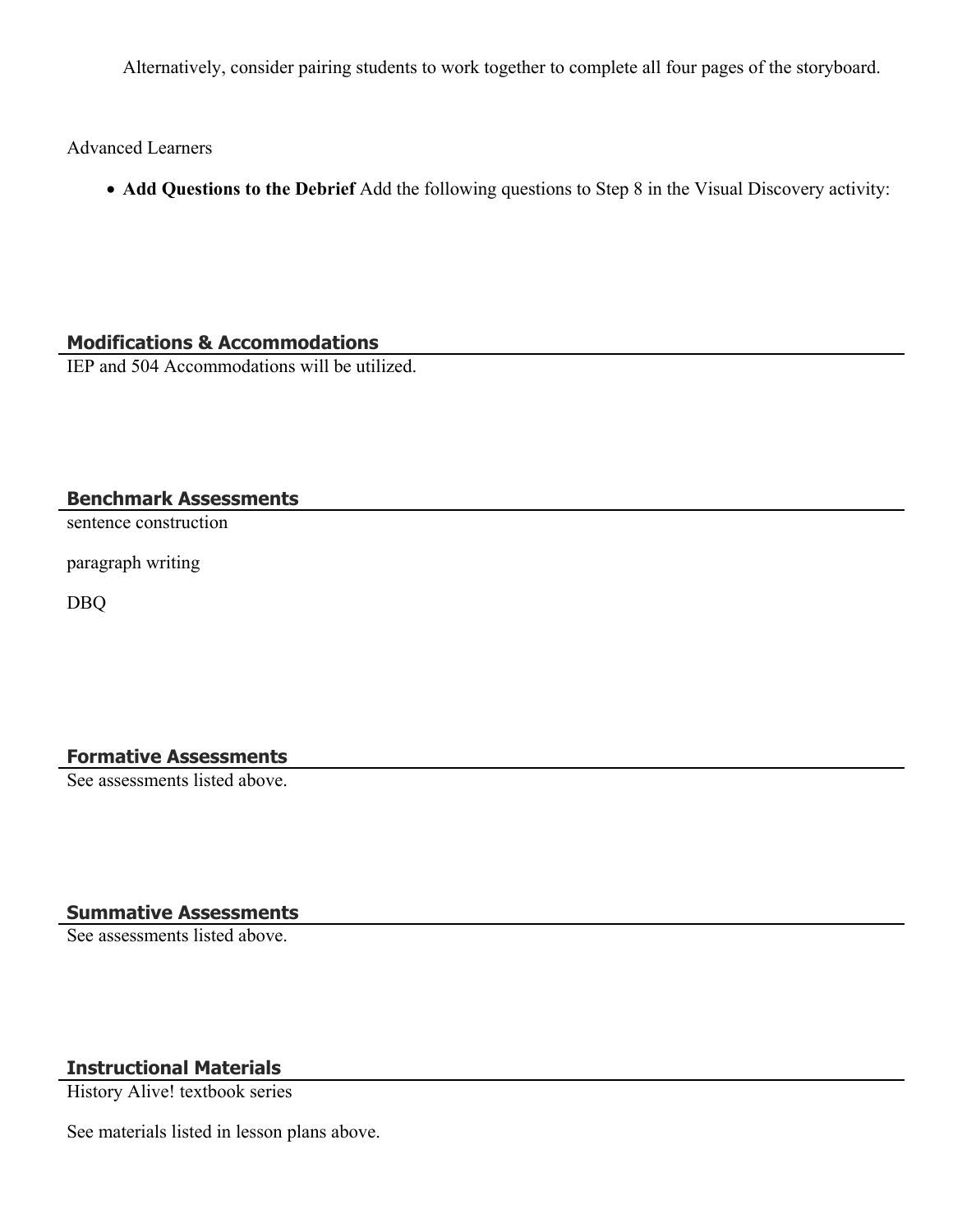Alternatively, consider pairing students to work together to complete all four pages of the storyboard.

Advanced Learners

- **Add Questions to the Debrief** Add the following questions to Step 8 in the Visual Discovery activity:

## Modifications & Accommodations

IEP and 504 Accommodations will be utilized.

## Benchmark Assessments

sentence construction

paragraph writing

DBQ

## Formative Assessments

See assessments listed above.

## Summative Assessments

See assessments listed above.

## Instructional Materials

History Alive! textbook series

See materials listed in lesson plans above.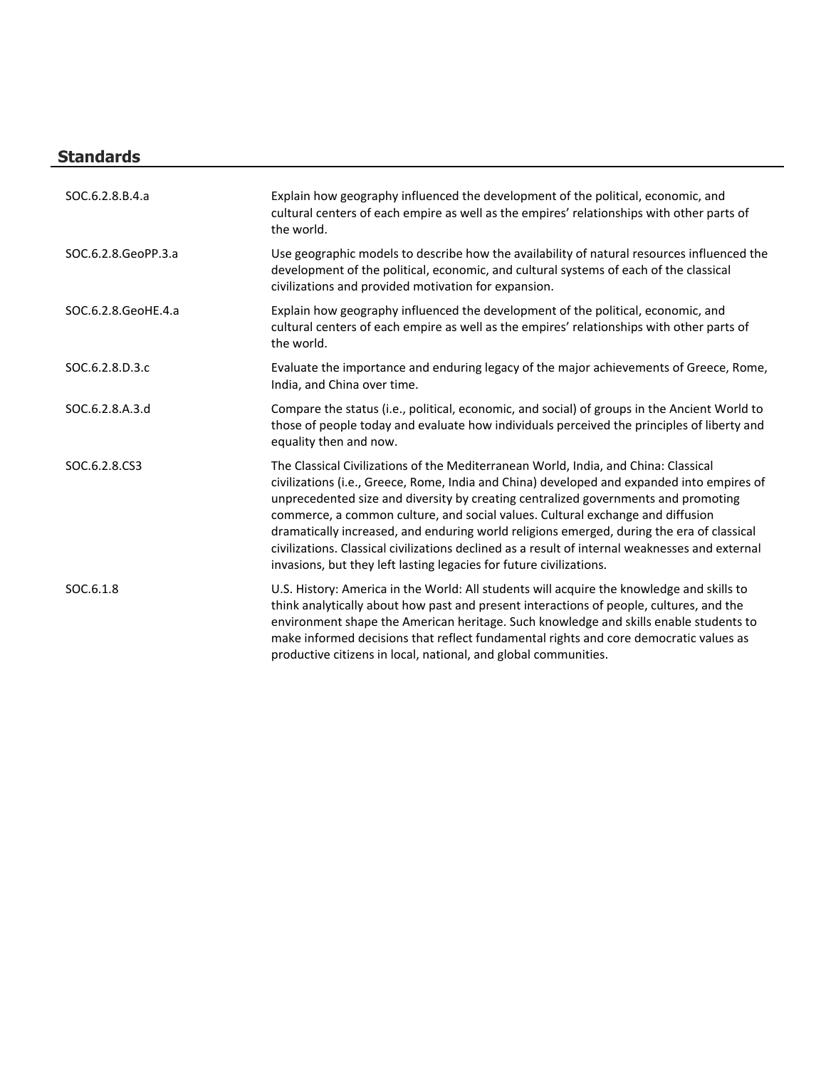## Standards

| | |
|---|---|
| SOC.6.2.8.B.4.a | Explain how geography influenced the development of the political, economic, and cultural centers of each empire as well as the empires' relationships with other parts of the world. |
| SOC.6.2.8.GeoPP.3.a | Use geographic models to describe how the availability of natural resources influenced the development of the political, economic, and cultural systems of each of the classical civilizations and provided motivation for expansion. |
| SOC.6.2.8.GeoHE.4.a | Explain how geography influenced the development of the political, economic, and cultural centers of each empire as well as the empires' relationships with other parts of the world. |
| SOC.6.2.8.D.3.c | Evaluate the importance and enduring legacy of the major achievements of Greece, Rome, India, and China over time. |
| SOC.6.2.8.A.3.d | Compare the status (i.e., political, economic, and social) of groups in the Ancient World to those of people today and evaluate how individuals perceived the principles of liberty and equality then and now. |
| SOC.6.2.8.CS3 | The Classical Civilizations of the Mediterranean World, India, and China: Classical civilizations (i.e., Greece, Rome, India and China) developed and expanded into empires of unprecedented size and diversity by creating centralized governments and promoting commerce, a common culture, and social values. Cultural exchange and diffusion dramatically increased, and enduring world religions emerged, during the era of classical civilizations. Classical civilizations declined as a result of internal weaknesses and external invasions, but they left lasting legacies for future civilizations. |
| SOC.6.1.8 | U.S. History: America in the World: All students will acquire the knowledge and skills to think analytically about how past and present interactions of people, cultures, and the environment shape the American heritage. Such knowledge and skills enable students to make informed decisions that reflect fundamental rights and core democratic values as productive citizens in local, national, and global communities. |